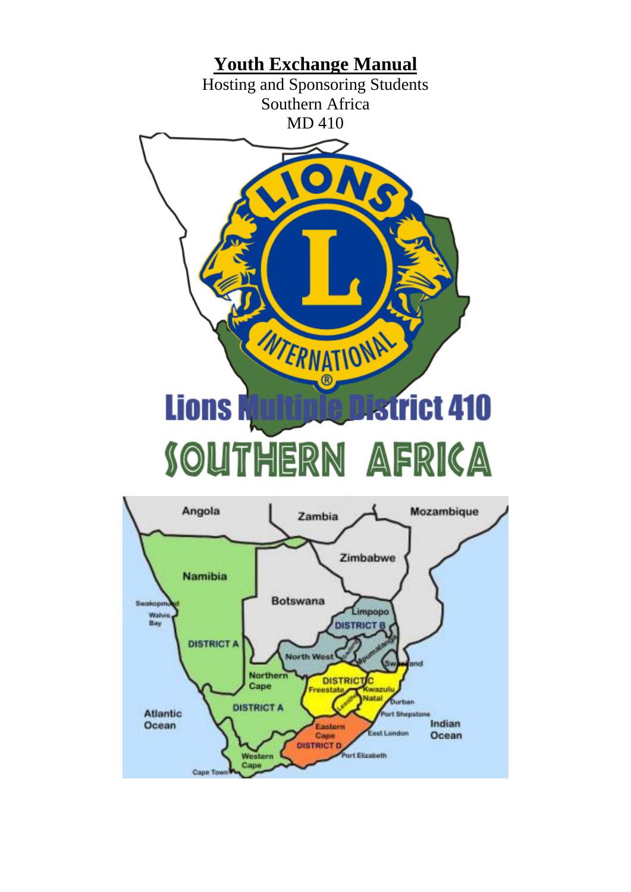# Youth Exchange Manual

Hosting and Sponsoring Students

Southern Africa

MD 410

Lions Multiple District 410

SOUTHERN AFRICA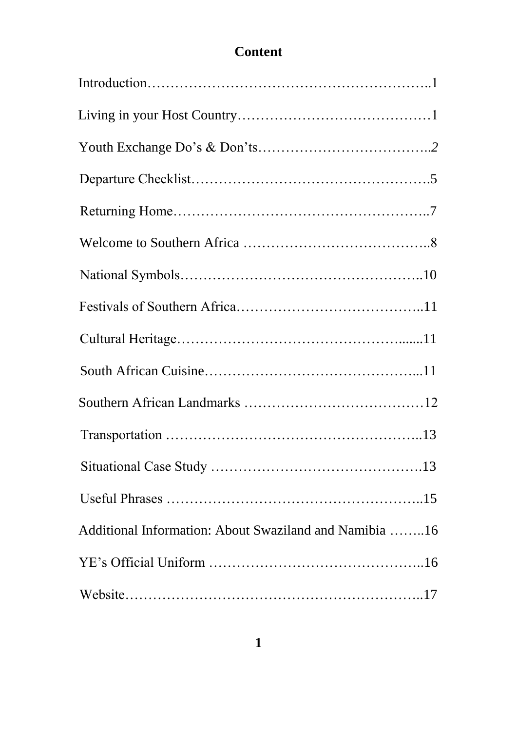## Content

Introduction…………………………………………………..1

Living in your Host Country……………………………………1

Youth Exchange Do's & Don'ts………………………………..*2*

Departure Checklist…………………………………………….5

Returning Home………………………………………………..7

Welcome to Southern Africa …………………………………..8

National Symbols……………………………………………..10

Festivals of Southern Africa…………………………………..11

Cultural Heritage…………………………………….......11

South African Cuisine………………………………………...11

Southern African Landmarks …………………………………12

Transportation ………………………………………………..13

Situational Case Study ……………………………………….13

Useful Phrases ………………………………………………..15

Additional Information: About Swaziland and Namibia ……..16

YE's Official Uniform ………………………………………..16

Website………………………………………………………..17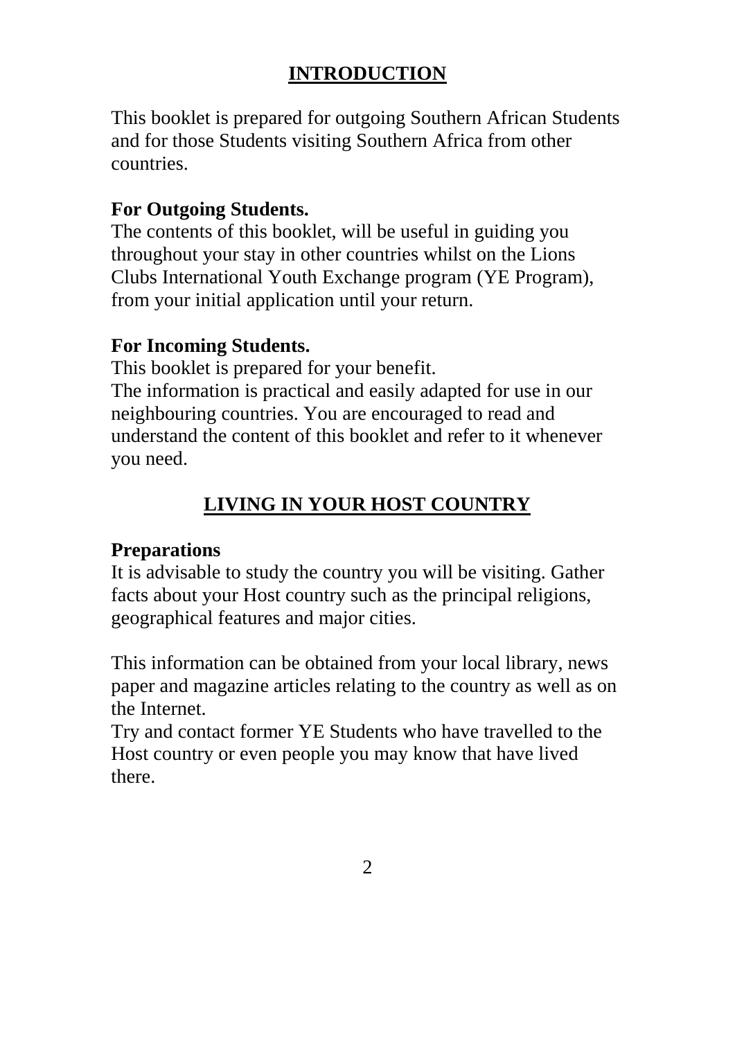## INTRODUCTION

This booklet is prepared for outgoing Southern African Students and for those Students visiting Southern Africa from other countries.

**For Outgoing Students.**
The contents of this booklet, will be useful in guiding you throughout your stay in other countries whilst on the Lions Clubs International Youth Exchange program (YE Program), from your initial application until your return.

**For Incoming Students.**
This booklet is prepared for your benefit.
The information is practical and easily adapted for use in our neighbouring countries. You are encouraged to read and understand the content of this booklet and refer to it whenever you need.

## LIVING IN YOUR HOST COUNTRY

**Preparations**
It is advisable to study the country you will be visiting. Gather facts about your Host country such as the principal religions, geographical features and major cities.

This information can be obtained from your local library, news paper and magazine articles relating to the country as well as on the Internet.
Try and contact former YE Students who have travelled to the Host country or even people you may know that have lived there.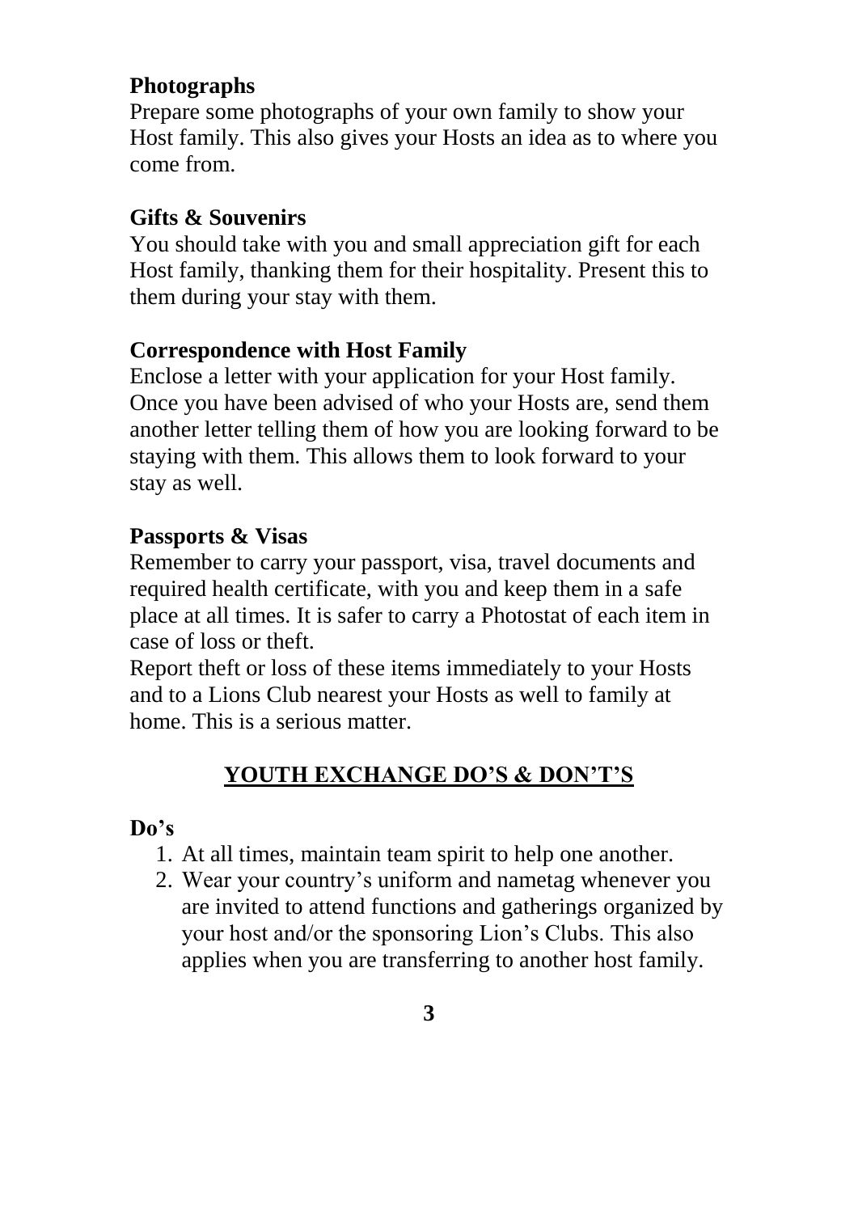**Photographs**

Prepare some photographs of your own family to show your Host family. This also gives your Hosts an idea as to where you come from.

**Gifts & Souvenirs**

You should take with you and small appreciation gift for each Host family, thanking them for their hospitality. Present this to them during your stay with them.

**Correspondence with Host Family**

Enclose a letter with your application for your Host family. Once you have been advised of who your Hosts are, send them another letter telling them of how you are looking forward to be staying with them. This allows them to look forward to your stay as well.

**Passports & Visas**

Remember to carry your passport, visa, travel documents and required health certificate, with you and keep them in a safe place at all times. It is safer to carry a Photostat of each item in case of loss or theft.

Report theft or loss of these items immediately to your Hosts and to a Lions Club nearest your Hosts as well to family at home. This is a serious matter.

## YOUTH EXCHANGE DO'S & DON'T'S

**Do's**

1. At all times, maintain team spirit to help one another.
2. Wear your country's uniform and nametag whenever you are invited to attend functions and gatherings organized by your host and/or the sponsoring Lion's Clubs. This also applies when you are transferring to another host family.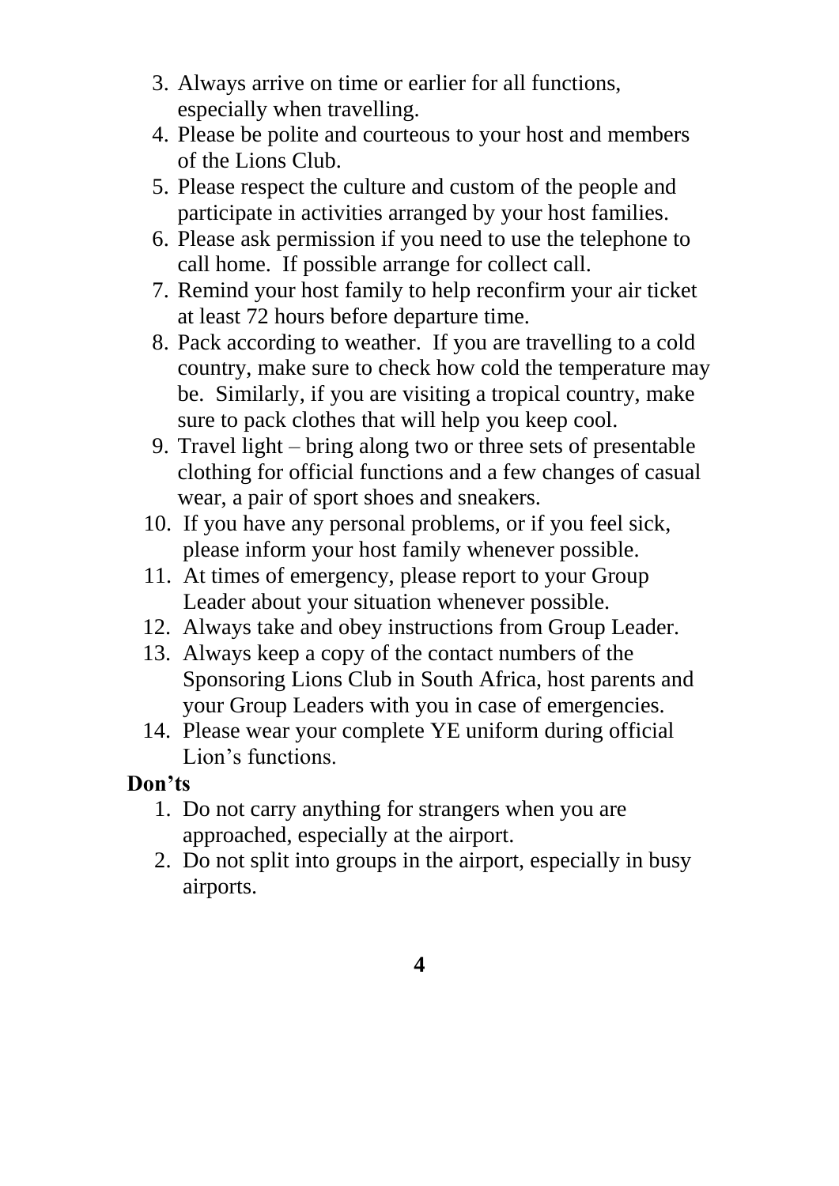3. Always arrive on time or earlier for all functions, especially when travelling.
4. Please be polite and courteous to your host and members of the Lions Club.
5. Please respect the culture and custom of the people and participate in activities arranged by your host families.
6. Please ask permission if you need to use the telephone to call home. If possible arrange for collect call.
7. Remind your host family to help reconfirm your air ticket at least 72 hours before departure time.
8. Pack according to weather. If you are travelling to a cold country, make sure to check how cold the temperature may be. Similarly, if you are visiting a tropical country, make sure to pack clothes that will help you keep cool.
9. Travel light – bring along two or three sets of presentable clothing for official functions and a few changes of casual wear, a pair of sport shoes and sneakers.
10. If you have any personal problems, or if you feel sick, please inform your host family whenever possible.
11. At times of emergency, please report to your Group Leader about your situation whenever possible.
12. Always take and obey instructions from Group Leader.
13. Always keep a copy of the contact numbers of the Sponsoring Lions Club in South Africa, host parents and your Group Leaders with you in case of emergencies.
14. Please wear your complete YE uniform during official Lion's functions.

**Don'ts**

1. Do not carry anything for strangers when you are approached, especially at the airport.
2. Do not split into groups in the airport, especially in busy airports.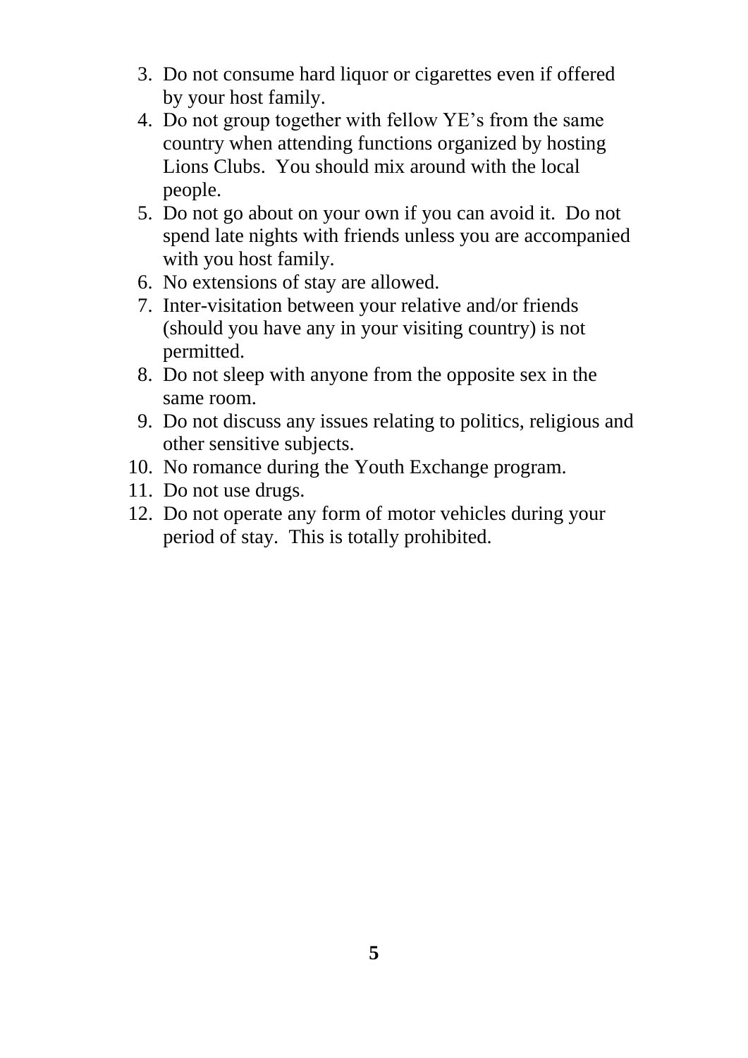3. Do not consume hard liquor or cigarettes even if offered by your host family.
4. Do not group together with fellow YE's from the same country when attending functions organized by hosting Lions Clubs. You should mix around with the local people.
5. Do not go about on your own if you can avoid it. Do not spend late nights with friends unless you are accompanied with you host family.
6. No extensions of stay are allowed.
7. Inter-visitation between your relative and/or friends (should you have any in your visiting country) is not permitted.
8. Do not sleep with anyone from the opposite sex in the same room.
9. Do not discuss any issues relating to politics, religious and other sensitive subjects.
10. No romance during the Youth Exchange program.
11. Do not use drugs.
12. Do not operate any form of motor vehicles during your period of stay. This is totally prohibited.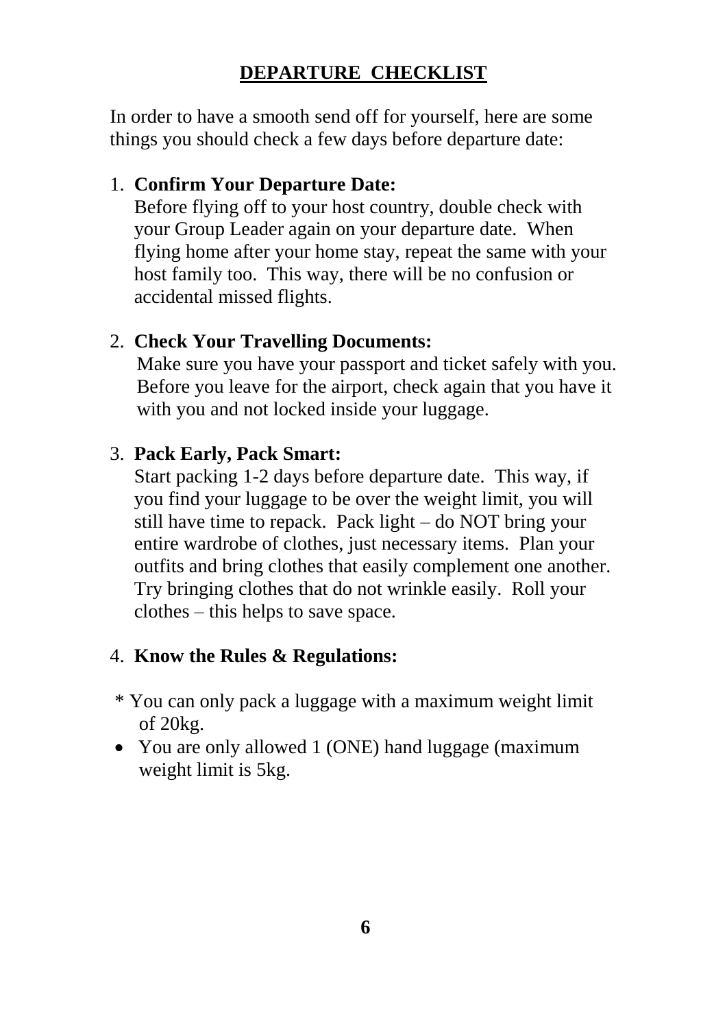# DEPARTURE CHECKLIST

In order to have a smooth send off for yourself, here are some things you should check a few days before departure date:

1. **Confirm Your Departure Date:**
   Before flying off to your host country, double check with your Group Leader again on your departure date. When flying home after your home stay, repeat the same with your host family too. This way, there will be no confusion or accidental missed flights.

2. **Check Your Travelling Documents:**
   Make sure you have your passport and ticket safely with you. Before you leave for the airport, check again that you have it with you and not locked inside your luggage.

3. **Pack Early, Pack Smart:**
   Start packing 1-2 days before departure date. This way, if you find your luggage to be over the weight limit, you will still have time to repack. Pack light – do NOT bring your entire wardrobe of clothes, just necessary items. Plan your outfits and bring clothes that easily complement one another. Try bringing clothes that do not wrinkle easily. Roll your clothes – this helps to save space.

4. **Know the Rules & Regulations:**

* You can only pack a luggage with a maximum weight limit of 20kg.
- You are only allowed 1 (ONE) hand luggage (maximum weight limit is 5kg.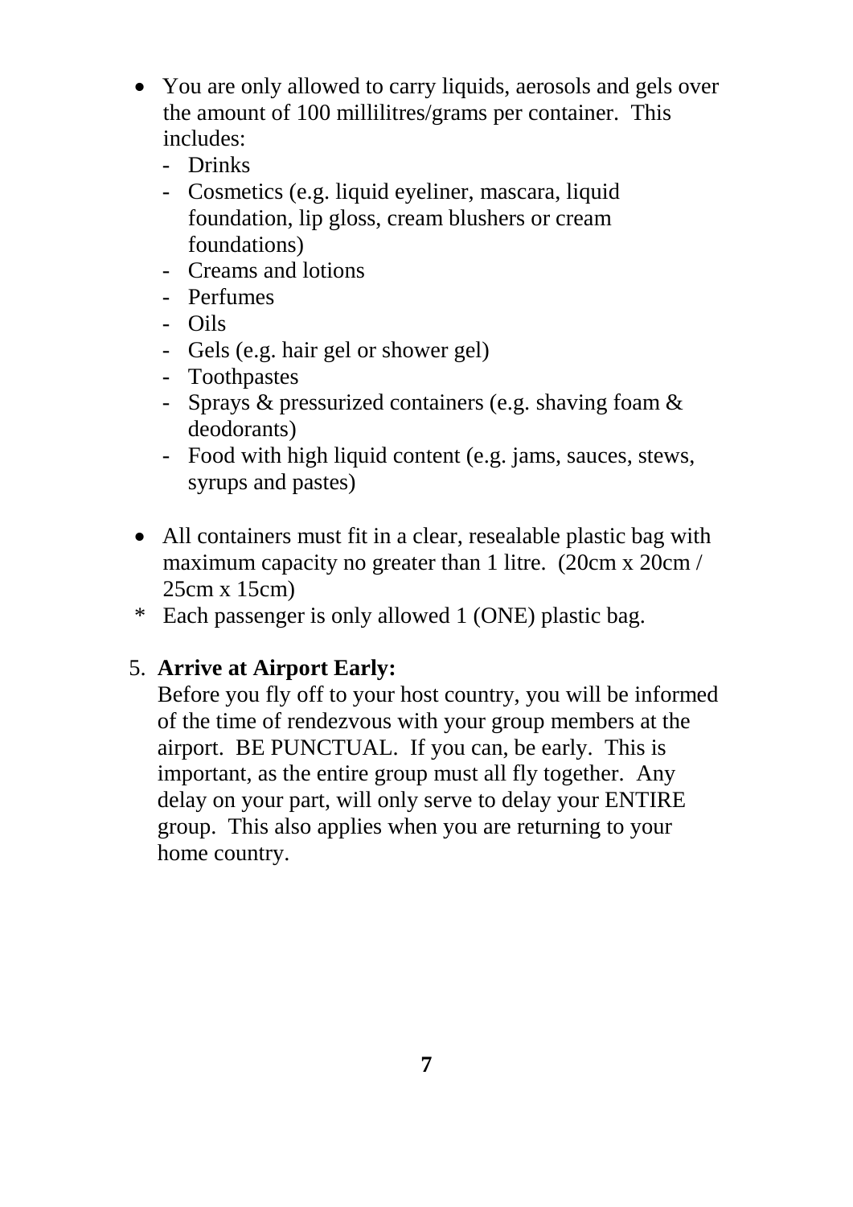- You are only allowed to carry liquids, aerosols and gels over the amount of 100 millilitres/grams per container. This includes:
  - Drinks
  - Cosmetics (e.g. liquid eyeliner, mascara, liquid foundation, lip gloss, cream blushers or cream foundations)
  - Creams and lotions
  - Perfumes
  - Oils
  - Gels (e.g. hair gel or shower gel)
  - Toothpastes
  - Sprays & pressurized containers (e.g. shaving foam & deodorants)
  - Food with high liquid content (e.g. jams, sauces, stews, syrups and pastes)

- All containers must fit in a clear, resealable plastic bag with maximum capacity no greater than 1 litre. (20cm x 20cm / 25cm x 15cm)

\* Each passenger is only allowed 1 (ONE) plastic bag.

5. **Arrive at Airport Early:**
   Before you fly off to your host country, you will be informed of the time of rendezvous with your group members at the airport. BE PUNCTUAL. If you can, be early. This is important, as the entire group must all fly together. Any delay on your part, will only serve to delay your ENTIRE group. This also applies when you are returning to your home country.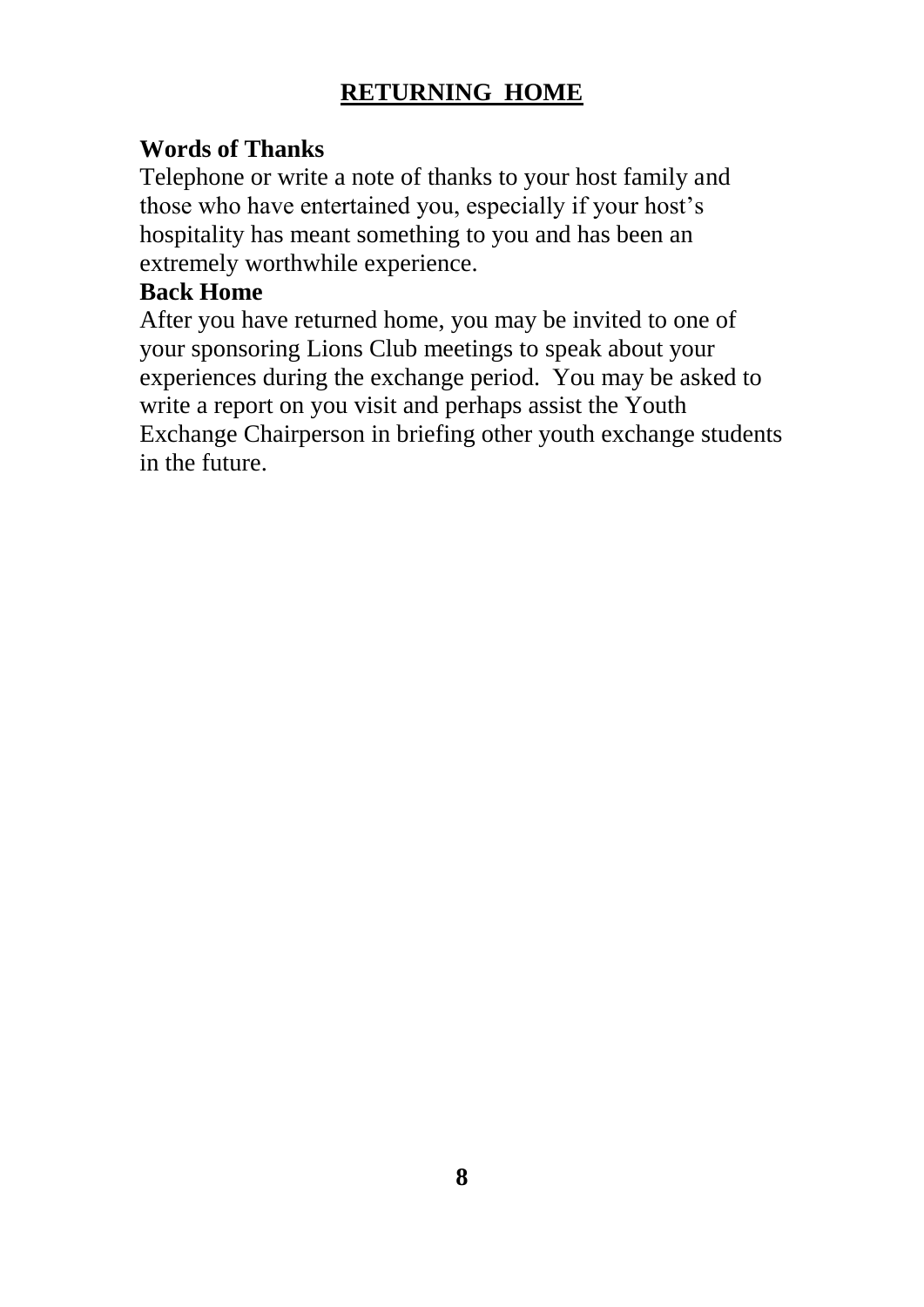## RETURNING HOME

**Words of Thanks**

Telephone or write a note of thanks to your host family and those who have entertained you, especially if your host's hospitality has meant something to you and has been an extremely worthwhile experience.

**Back Home**

After you have returned home, you may be invited to one of your sponsoring Lions Club meetings to speak about your experiences during the exchange period. You may be asked to write a report on you visit and perhaps assist the Youth Exchange Chairperson in briefing other youth exchange students in the future.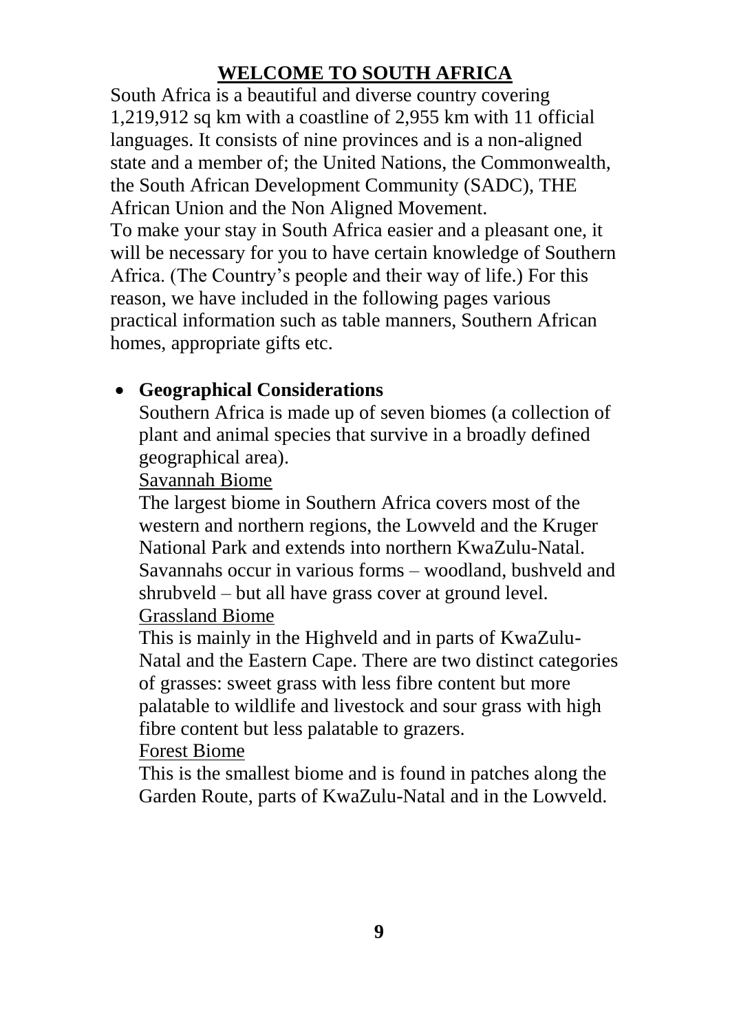# WELCOME TO SOUTH AFRICA

South Africa is a beautiful and diverse country covering 1,219,912 sq km with a coastline of 2,955 km with 11 official languages. It consists of nine provinces and is a non-aligned state and a member of; the United Nations, the Commonwealth, the South African Development Community (SADC), THE African Union and the Non Aligned Movement.

To make your stay in South Africa easier and a pleasant one, it will be necessary for you to have certain knowledge of Southern Africa. (The Country's people and their way of life.) For this reason, we have included in the following pages various practical information such as table manners, Southern African homes, appropriate gifts etc.

- **Geographical Considerations**

  Southern Africa is made up of seven biomes (a collection of plant and animal species that survive in a broadly defined geographical area).

  Savannah Biome

  The largest biome in Southern Africa covers most of the western and northern regions, the Lowveld and the Kruger National Park and extends into northern KwaZulu-Natal. Savannahs occur in various forms – woodland, bushveld and shrubveld – but all have grass cover at ground level.

  Grassland Biome

  This is mainly in the Highveld and in parts of KwaZulu-Natal and the Eastern Cape. There are two distinct categories of grasses: sweet grass with less fibre content but more palatable to wildlife and livestock and sour grass with high fibre content but less palatable to grazers.

  Forest Biome

  This is the smallest biome and is found in patches along the Garden Route, parts of KwaZulu-Natal and in the Lowveld.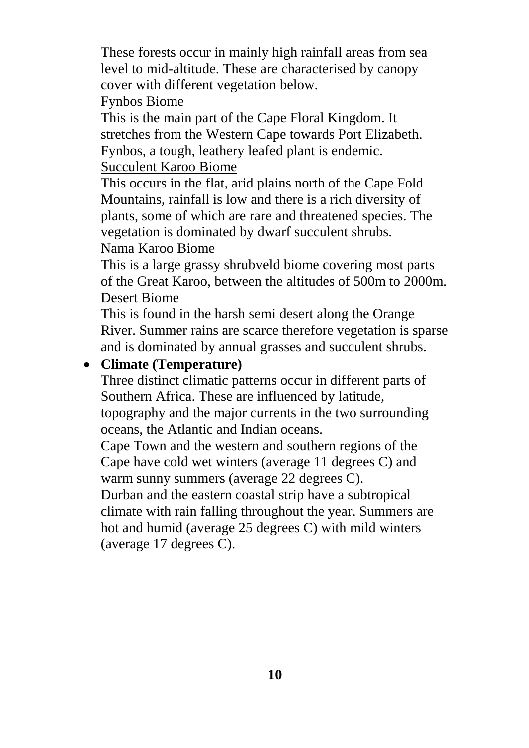These forests occur in mainly high rainfall areas from sea level to mid-altitude. These are characterised by canopy cover with different vegetation below.

Fynbos Biome

This is the main part of the Cape Floral Kingdom. It stretches from the Western Cape towards Port Elizabeth. Fynbos, a tough, leathery leafed plant is endemic.

Succulent Karoo Biome

This occurs in the flat, arid plains north of the Cape Fold Mountains, rainfall is low and there is a rich diversity of plants, some of which are rare and threatened species. The vegetation is dominated by dwarf succulent shrubs.

Nama Karoo Biome

This is a large grassy shrubveld biome covering most parts of the Great Karoo, between the altitudes of 500m to 2000m.

Desert Biome

This is found in the harsh semi desert along the Orange River. Summer rains are scarce therefore vegetation is sparse and is dominated by annual grasses and succulent shrubs.

- **Climate (Temperature)**

  Three distinct climatic patterns occur in different parts of Southern Africa. These are influenced by latitude, topography and the major currents in the two surrounding oceans, the Atlantic and Indian oceans.

  Cape Town and the western and southern regions of the Cape have cold wet winters (average 11 degrees C) and warm sunny summers (average 22 degrees C).

  Durban and the eastern coastal strip have a subtropical climate with rain falling throughout the year. Summers are hot and humid (average 25 degrees C) with mild winters (average 17 degrees C).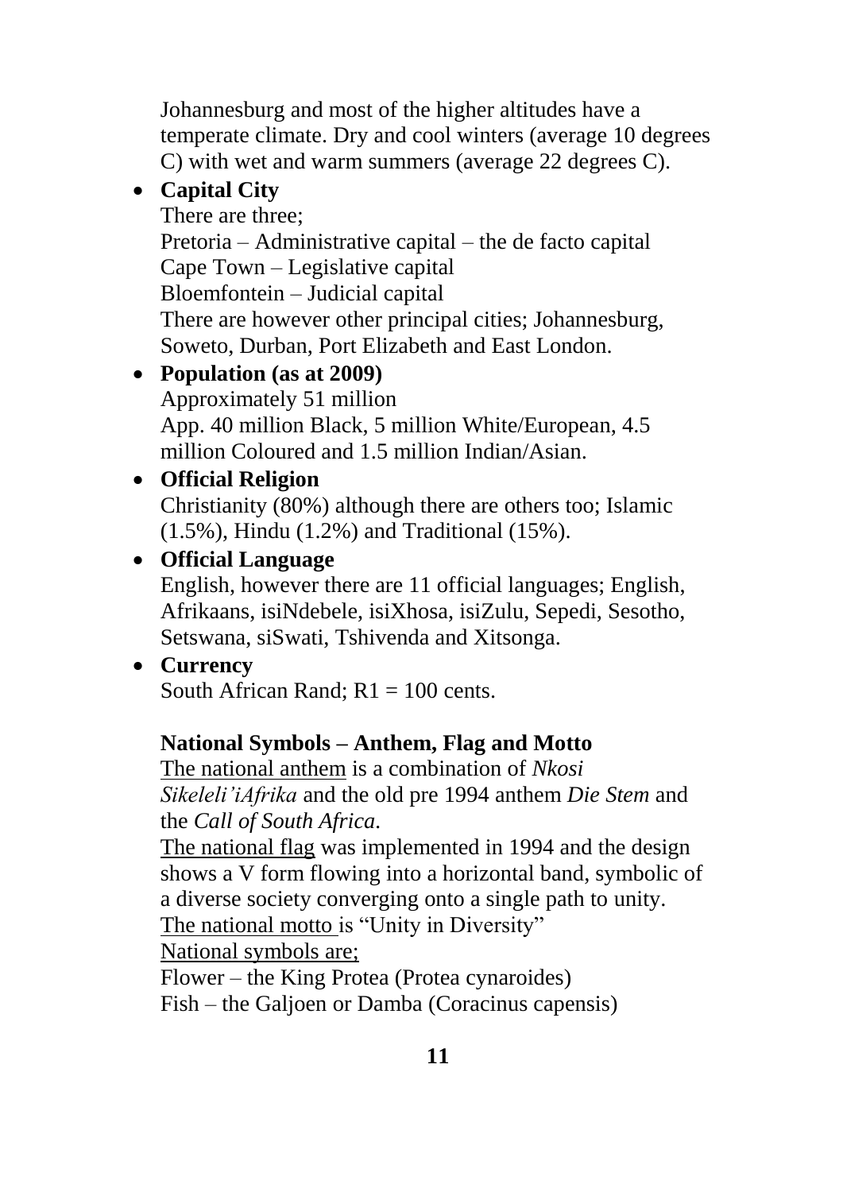Johannesburg and most of the higher altitudes have a temperate climate. Dry and cool winters (average 10 degrees C) with wet and warm summers (average 22 degrees C).

- **Capital City**
  There are three;
  Pretoria – Administrative capital – the de facto capital
  Cape Town – Legislative capital
  Bloemfontein – Judicial capital
  There are however other principal cities; Johannesburg, Soweto, Durban, Port Elizabeth and East London.
- **Population (as at 2009)**
  Approximately 51 million
  App. 40 million Black, 5 million White/European, 4.5 million Coloured and 1.5 million Indian/Asian.
- **Official Religion**
  Christianity (80%) although there are others too; Islamic (1.5%), Hindu (1.2%) and Traditional (15%).
- **Official Language**
  English, however there are 11 official languages; English, Afrikaans, isiNdebele, isiXhosa, isiZulu, Sepedi, Sesotho, Setswana, siSwati, Tshivenda and Xitsonga.
- **Currency**
  South African Rand; R1 = 100 cents.

**National Symbols – Anthem, Flag and Motto**

<u>The national anthem</u> is a combination of *Nkosi Sikeleli'iAfrika* and the old pre 1994 anthem *Die Stem* and the *Call of South Africa*.

<u>The national flag</u> was implemented in 1994 and the design shows a V form flowing into a horizontal band, symbolic of a diverse society converging onto a single path to unity.

<u>The national motto</u> is "Unity in Diversity"

<u>National symbols are;</u>

Flower – the King Protea (Protea cynaroides)
Fish – the Galjoen or Damba (Coracinus capensis)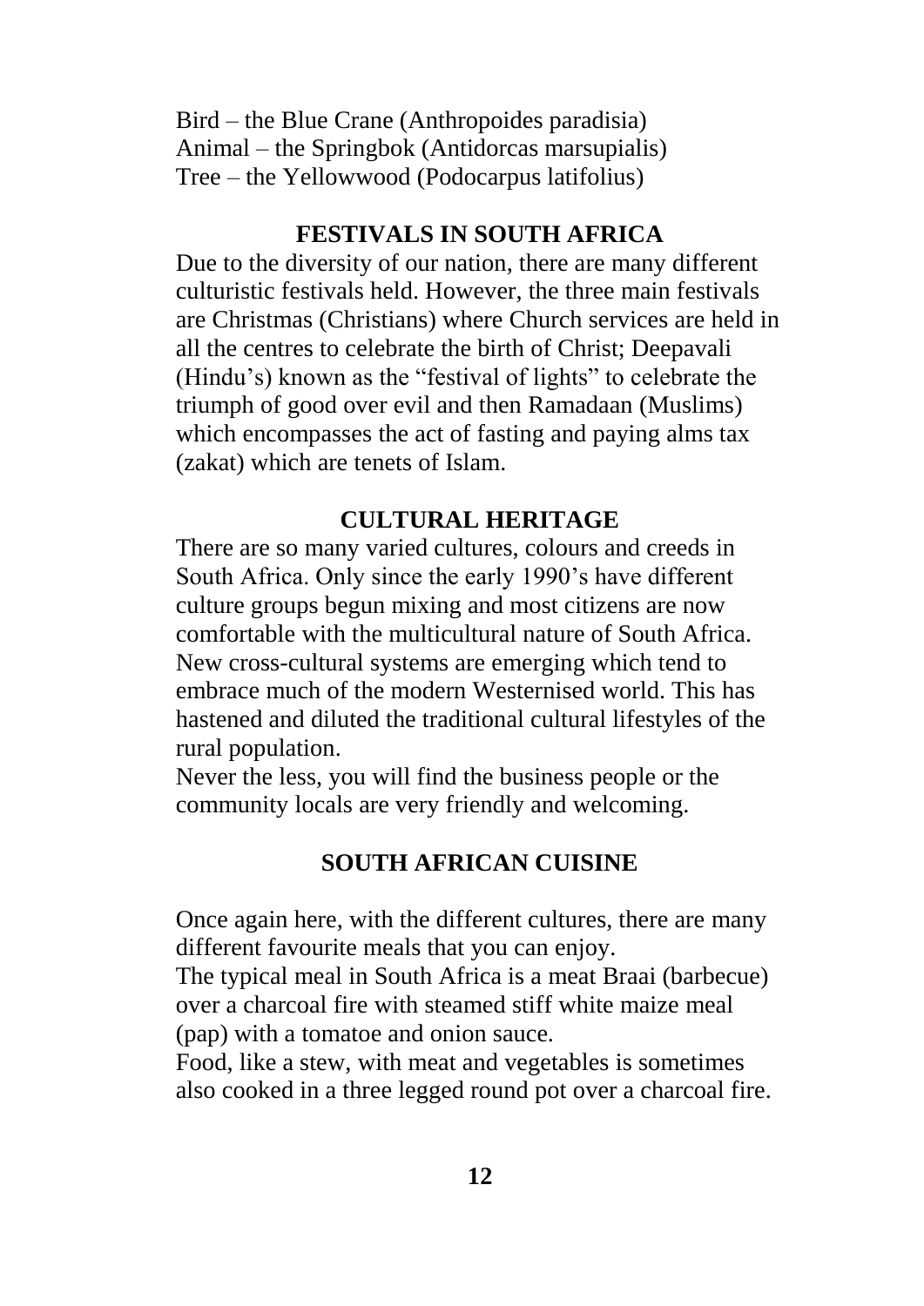Bird – the Blue Crane (Anthropoides paradisia)
Animal – the Springbok (Antidorcas marsupialis)
Tree – the Yellowwood (Podocarpus latifolius)

## FESTIVALS IN SOUTH AFRICA

Due to the diversity of our nation, there are many different culturistic festivals held. However, the three main festivals are Christmas (Christians) where Church services are held in all the centres to celebrate the birth of Christ; Deepavali (Hindu's) known as the "festival of lights" to celebrate the triumph of good over evil and then Ramadaan (Muslims) which encompasses the act of fasting and paying alms tax (zakat) which are tenets of Islam.

## CULTURAL HERITAGE

There are so many varied cultures, colours and creeds in South Africa. Only since the early 1990's have different culture groups begun mixing and most citizens are now comfortable with the multicultural nature of South Africa. New cross-cultural systems are emerging which tend to embrace much of the modern Westernised world. This has hastened and diluted the traditional cultural lifestyles of the rural population.
Never the less, you will find the business people or the community locals are very friendly and welcoming.

## SOUTH AFRICAN CUISINE

Once again here, with the different cultures, there are many different favourite meals that you can enjoy.
The typical meal in South Africa is a meat Braai (barbecue) over a charcoal fire with steamed stiff white maize meal (pap) with a tomatoe and onion sauce.
Food, like a stew, with meat and vegetables is sometimes also cooked in a three legged round pot over a charcoal fire.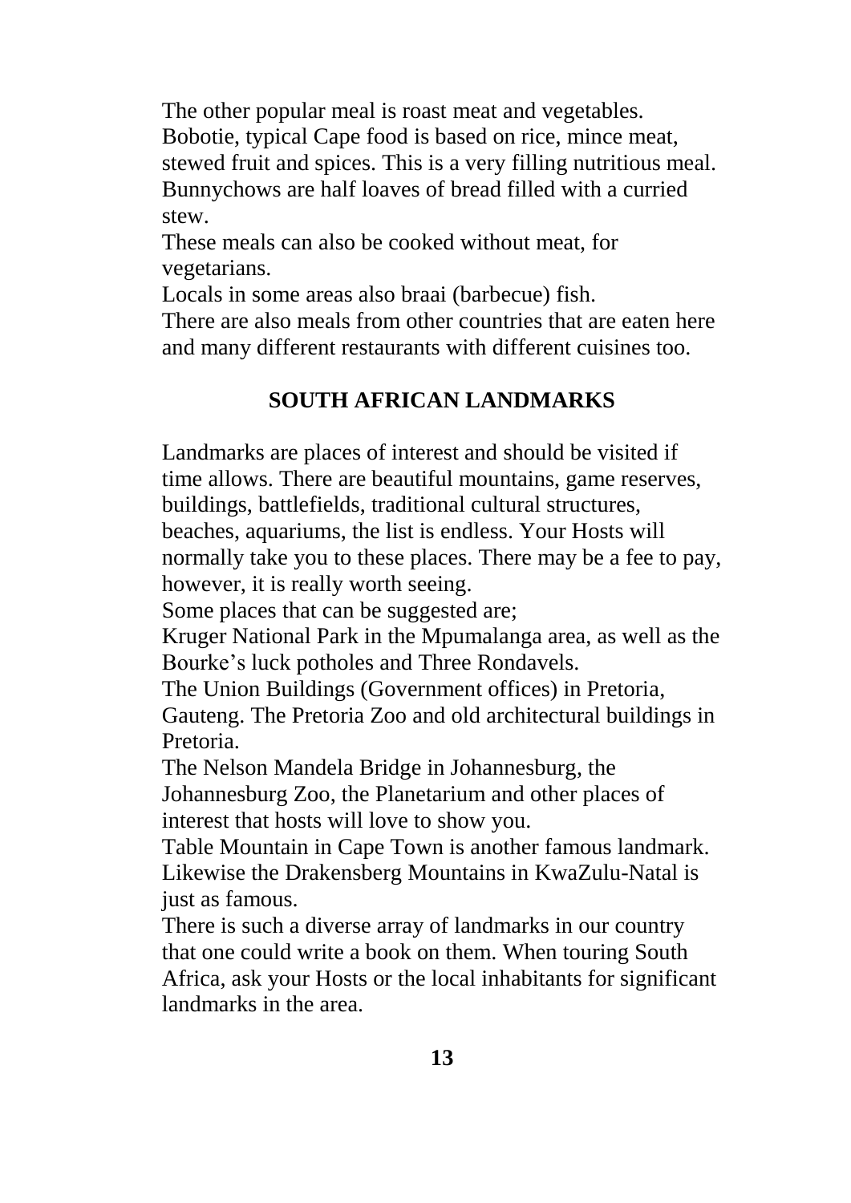The other popular meal is roast meat and vegetables. Bobotie, typical Cape food is based on rice, mince meat, stewed fruit and spices. This is a very filling nutritious meal. Bunnychows are half loaves of bread filled with a curried stew.

These meals can also be cooked without meat, for vegetarians.

Locals in some areas also braai (barbecue) fish.

There are also meals from other countries that are eaten here and many different restaurants with different cuisines too.

## SOUTH AFRICAN LANDMARKS

Landmarks are places of interest and should be visited if time allows. There are beautiful mountains, game reserves, buildings, battlefields, traditional cultural structures, beaches, aquariums, the list is endless. Your Hosts will normally take you to these places. There may be a fee to pay, however, it is really worth seeing.

Some places that can be suggested are;

Kruger National Park in the Mpumalanga area, as well as the Bourke's luck potholes and Three Rondavels.

The Union Buildings (Government offices) in Pretoria, Gauteng. The Pretoria Zoo and old architectural buildings in Pretoria.

The Nelson Mandela Bridge in Johannesburg, the Johannesburg Zoo, the Planetarium and other places of interest that hosts will love to show you.

Table Mountain in Cape Town is another famous landmark. Likewise the Drakensberg Mountains in KwaZulu-Natal is just as famous.

There is such a diverse array of landmarks in our country that one could write a book on them. When touring South Africa, ask your Hosts or the local inhabitants for significant landmarks in the area.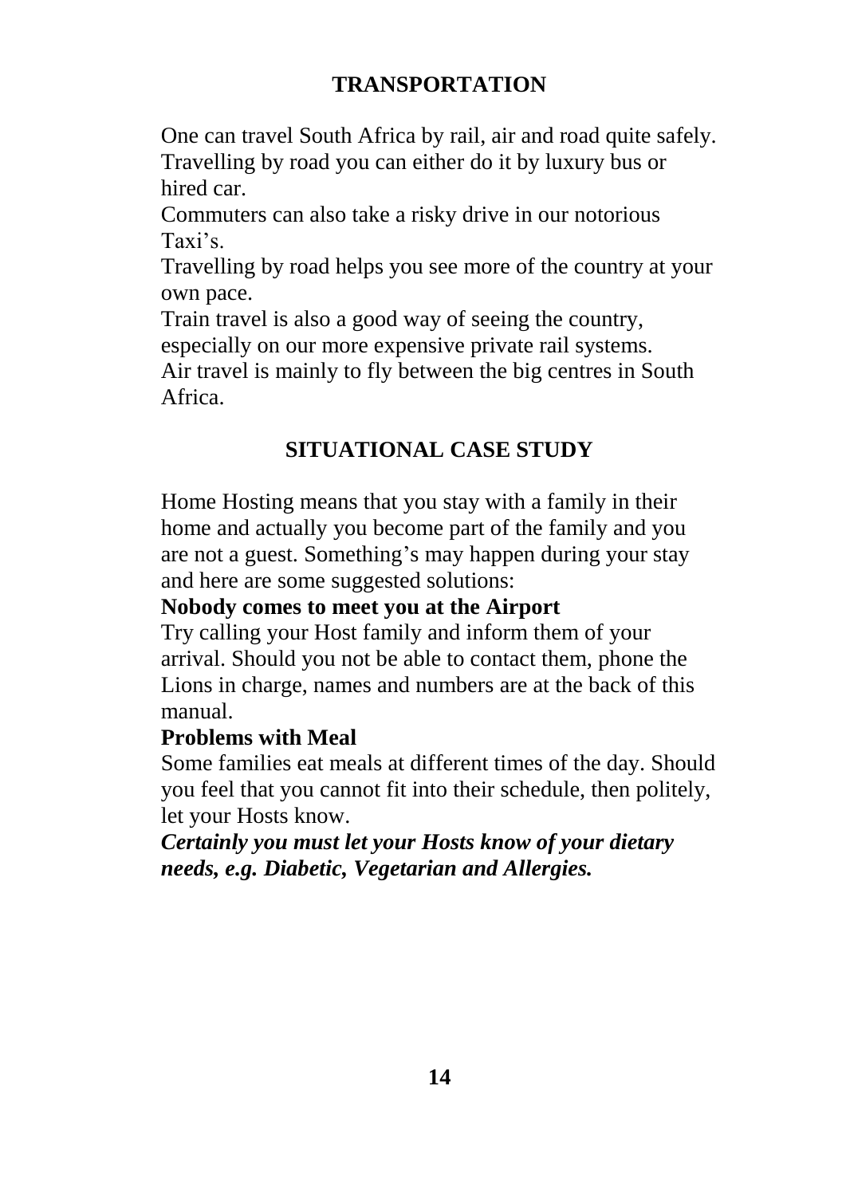## TRANSPORTATION

One can travel South Africa by rail, air and road quite safely. Travelling by road you can either do it by luxury bus or hired car.
Commuters can also take a risky drive in our notorious Taxi's.
Travelling by road helps you see more of the country at your own pace.
Train travel is also a good way of seeing the country, especially on our more expensive private rail systems.
Air travel is mainly to fly between the big centres in South Africa.

## SITUATIONAL CASE STUDY

Home Hosting means that you stay with a family in their home and actually you become part of the family and you are not a guest. Something's may happen during your stay and here are some suggested solutions:

**Nobody comes to meet you at the Airport**

Try calling your Host family and inform them of your arrival. Should you not be able to contact them, phone the Lions in charge, names and numbers are at the back of this manual.

**Problems with Meal**

Some families eat meals at different times of the day. Should you feel that you cannot fit into their schedule, then politely, let your Hosts know.

***Certainly you must let your Hosts know of your dietary needs, e.g. Diabetic, Vegetarian and Allergies.***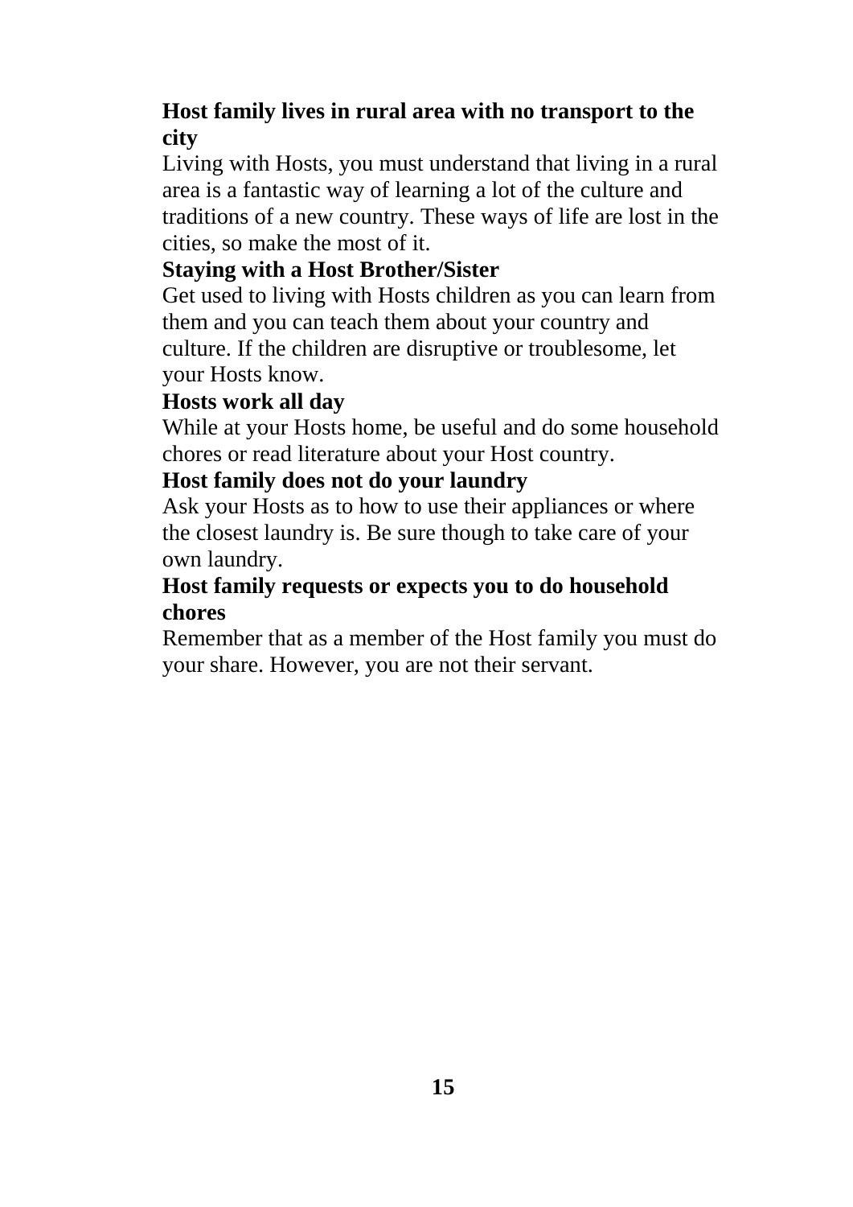**Host family lives in rural area with no transport to the city**

Living with Hosts, you must understand that living in a rural area is a fantastic way of learning a lot of the culture and traditions of a new country. These ways of life are lost in the cities, so make the most of it.

**Staying with a Host Brother/Sister**

Get used to living with Hosts children as you can learn from them and you can teach them about your country and culture. If the children are disruptive or troublesome, let your Hosts know.

**Hosts work all day**

While at your Hosts home, be useful and do some household chores or read literature about your Host country.

**Host family does not do your laundry**

Ask your Hosts as to how to use their appliances or where the closest laundry is. Be sure though to take care of your own laundry.

**Host family requests or expects you to do household chores**

Remember that as a member of the Host family you must do your share. However, you are not their servant.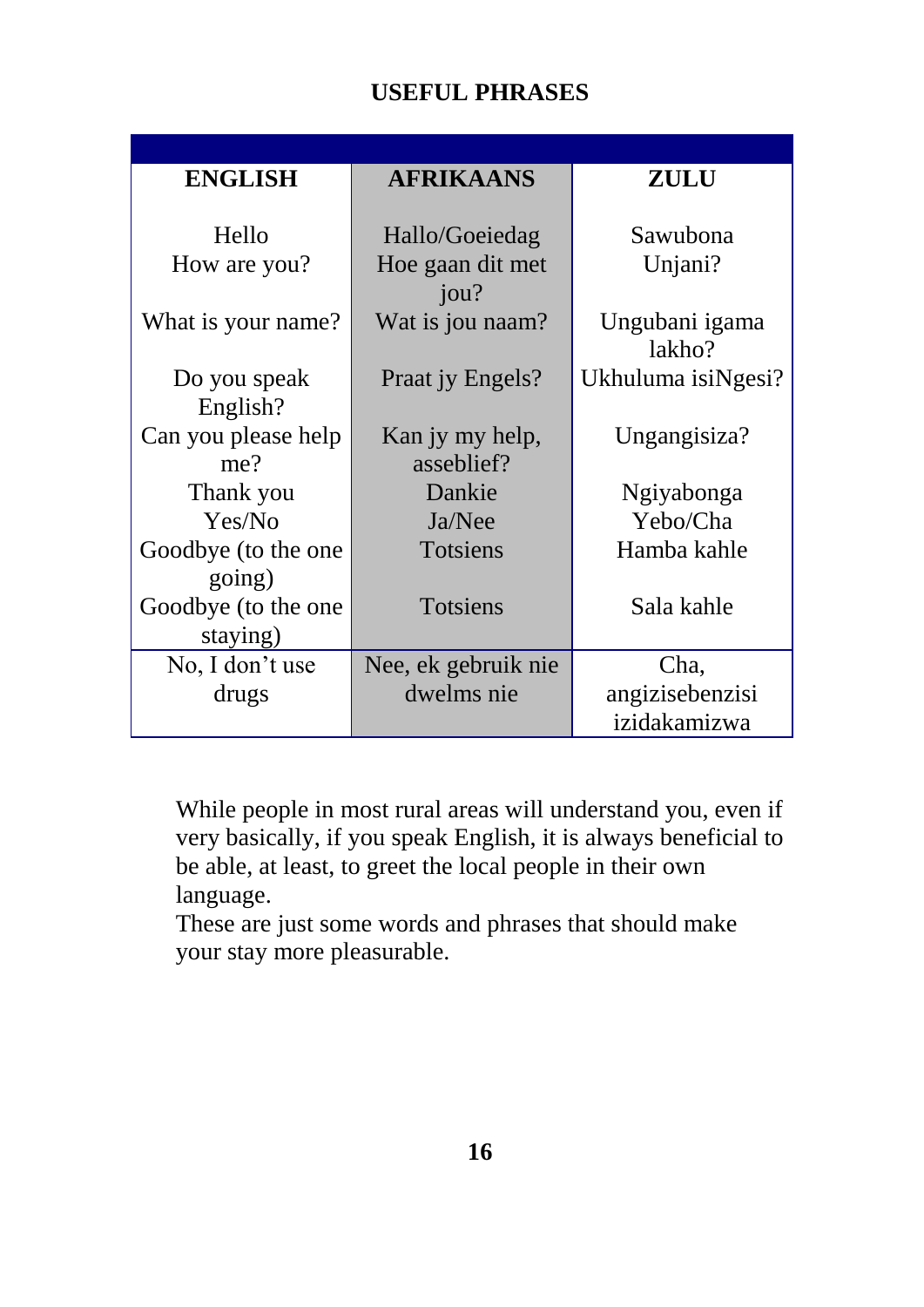## USEFUL PHRASES

| ENGLISH | AFRIKAANS | ZULU |
|---|---|---|
| Hello | Hallo/Goeiedag | Sawubona |
| How are you? | Hoe gaan dit met jou? | Unjani? |
| What is your name? | Wat is jou naam? | Ungubani igama lakho? |
| Do you speak English? | Praat jy Engels? | Ukhuluma isiNgesi? |
| Can you please help me? | Kan jy my help, asseblief? | Ungangisiza? |
| Thank you | Dankie | Ngiyabonga |
| Yes/No | Ja/Nee | Yebo/Cha |
| Goodbye (to the one going) | Totsiens | Hamba kahle |
| Goodbye (to the one staying) | Totsiens | Sala kahle |
| No, I don't use drugs | Nee, ek gebruik nie dwelms nie | Cha, angizisebenzisi izidakamizwa |

While people in most rural areas will understand you, even if very basically, if you speak English, it is always beneficial to be able, at least, to greet the local people in their own language.
These are just some words and phrases that should make your stay more pleasurable.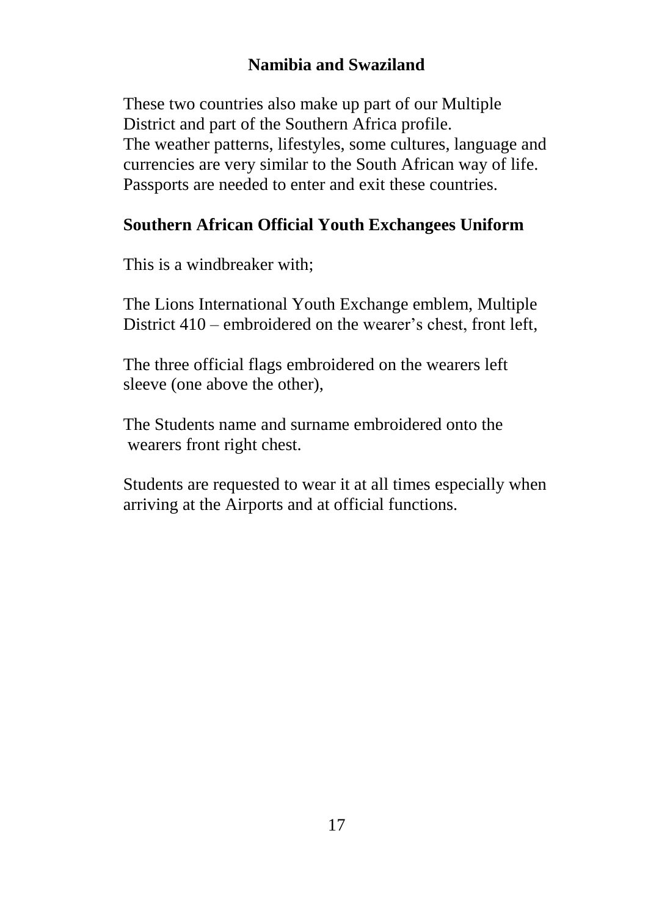## Namibia and Swaziland

These two countries also make up part of our Multiple District and part of the Southern Africa profile.
The weather patterns, lifestyles, some cultures, language and currencies are very similar to the South African way of life.
Passports are needed to enter and exit these countries.

### Southern African Official Youth Exchangees Uniform

This is a windbreaker with;

The Lions International Youth Exchange emblem, Multiple District 410 – embroidered on the wearer's chest, front left,

The three official flags embroidered on the wearers left sleeve (one above the other),

The Students name and surname embroidered onto the wearers front right chest.

Students are requested to wear it at all times especially when arriving at the Airports and at official functions.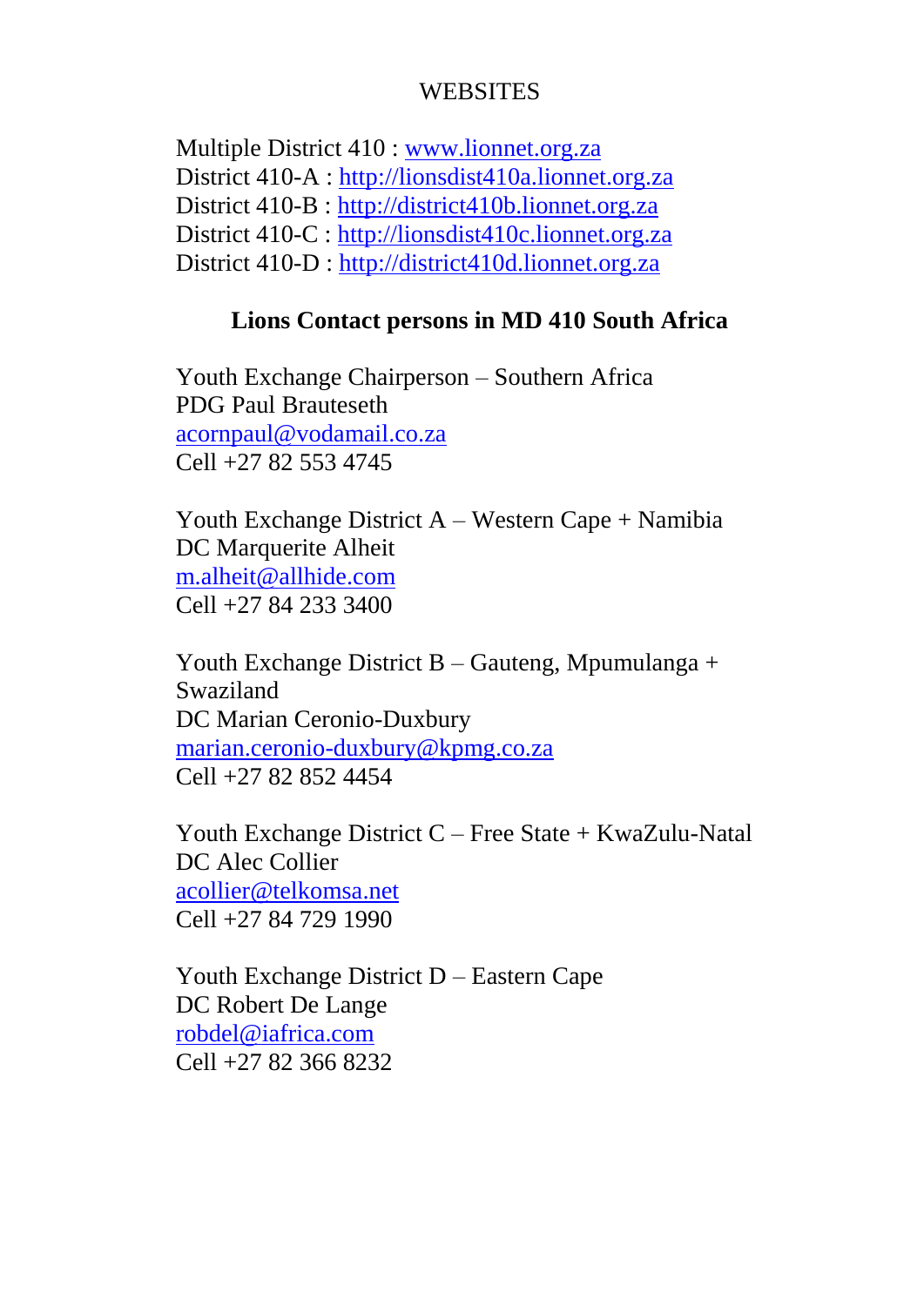WEBSITES

Multiple District 410 : [www.lionnet.org.za](http://www.lionnet.org.za)
District 410-A : [http://lionsdist410a.lionnet.org.za](http://lionsdist410a.lionnet.org.za)
District 410-B : [http://district410b.lionnet.org.za](http://district410b.lionnet.org.za)
District 410-C : [http://lionsdist410c.lionnet.org.za](http://lionsdist410c.lionnet.org.za)
District 410-D : [http://district410d.lionnet.org.za](http://district410d.lionnet.org.za)

**Lions Contact persons in MD 410 South Africa**

Youth Exchange Chairperson – Southern Africa
PDG Paul Brauteseth
acornpaul@vodamail.co.za
Cell +27 82 553 4745

Youth Exchange District A – Western Cape + Namibia
DC Marquerite Alheit
m.alheit@allhide.com
Cell +27 84 233 3400

Youth Exchange District B – Gauteng, Mpumulanga + Swaziland
DC Marian Ceronio-Duxbury
marian.ceronio-duxbury@kpmg.co.za
Cell +27 82 852 4454

Youth Exchange District C – Free State + KwaZulu-Natal
DC Alec Collier
acollier@telkomsa.net
Cell +27 84 729 1990

Youth Exchange District D – Eastern Cape
DC Robert De Lange
robdel@iafrica.com
Cell +27 82 366 8232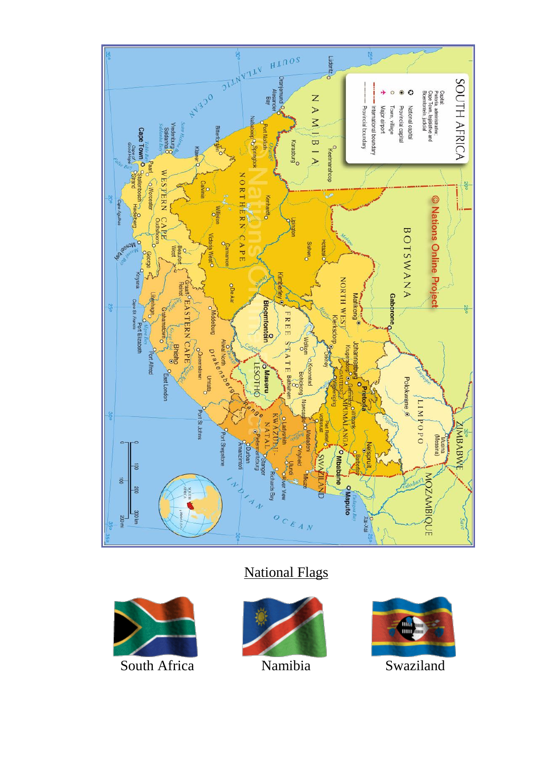## National Flags

South Africa

Namibia

Swaziland